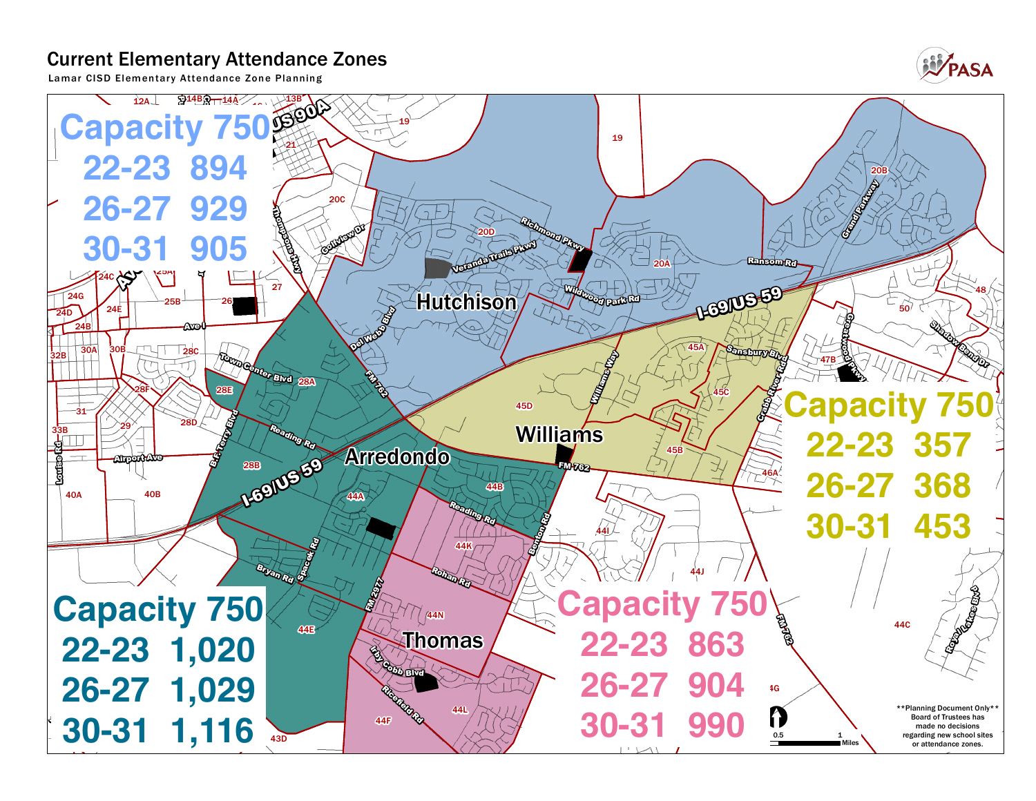# Current Elementary Attendance Zones

Lamar CISD Elementary Attendance Zone Planning

PASA

**Hutchison**

| Capacity 750 | |
|---|---|
| 22-23 | 894 |
| 26-27 | 929 |
| 30-31 | 905 |

**Williams**

| Capacity 750 | |
|---|---|
| 22-23 | 357 |
| 26-27 | 368 |
| 30-31 | 453 |

**Arredondo**

| Capacity 750 | |
|---|---|
| 22-23 | 1,020 |
| 26-27 | 1,029 |
| 30-31 | 1,116 |

**Thomas**

| Capacity 750 | |
|---|---|
| 22-23 | 863 |
| 26-27 | 904 |
| 30-31 | 990 |

**Planning Document Only** Board of Trustees has made no decisions regarding new school sites or attendance zones.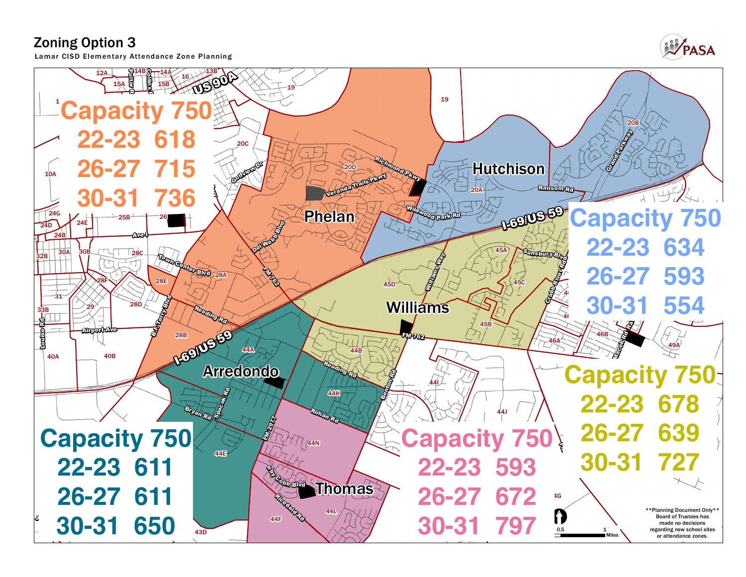# Zoning Option 3

Lamar CISD Elementary Attendance Zone Planning

PASA

**Phelan**

Capacity 750
22-23 618
26-27 715
30-31 736

**Hutchison**

Capacity 750
22-23 634
26-27 593
30-31 554

**Williams**

Capacity 750
22-23 678
26-27 639
30-31 727

**Arredondo**

Capacity 750
22-23 611
26-27 611
30-31 650

**Thomas**

Capacity 750
22-23 593
26-27 672
30-31 797

**Planning Document Only** Board of Trustees has made no decisions regarding new school sites or attendance zones.

0.5 1 Miles